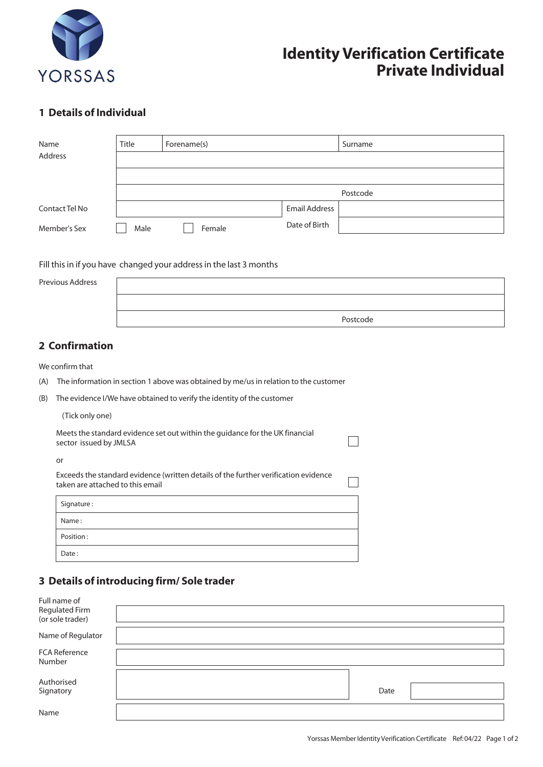YORSSAS

# Identity Verification Certificate Private Individual

## 1 Details of Individual

| | | | |
|---|---|---|---|
| Name | Title | Forename(s) | Surname |
| Address | | | |
| | | | |
| | | | Postcode |
| Contact Tel No | | Email Address | |
| Member's Sex | ☐ Male ☐ Female | Date of Birth | |

Fill this in if you have changed your address in the last 3 months

| | |
|---|---|
| Previous Address | |
| | |
| | Postcode |

## 2 Confirmation

We confirm that

(A) The information in section 1 above was obtained by me/us in relation to the customer

(B) The evidence I/We have obtained to verify the identity of the customer

(Tick only one)

Meets the standard evidence set out within the guidance for the UK financial sector issued by JMLSA ☐

or

Exceeds the standard evidence (written details of the further verification evidence taken are attached to this email ☐

| |
|---|
| Signature : |
| Name : |
| Position : |
| Date : |

## 3 Details of introducing firm/ Sole trader

| | | | |
|---|---|---|---|
| Full name of Regulated Firm (or sole trader) | | | |
| Name of Regulator | | | |
| FCA Reference Number | | | |
| Authorised Signatory | | Date | |
| Name | | | |

Yorssas Member Identity Verification Certificate Ref:04/22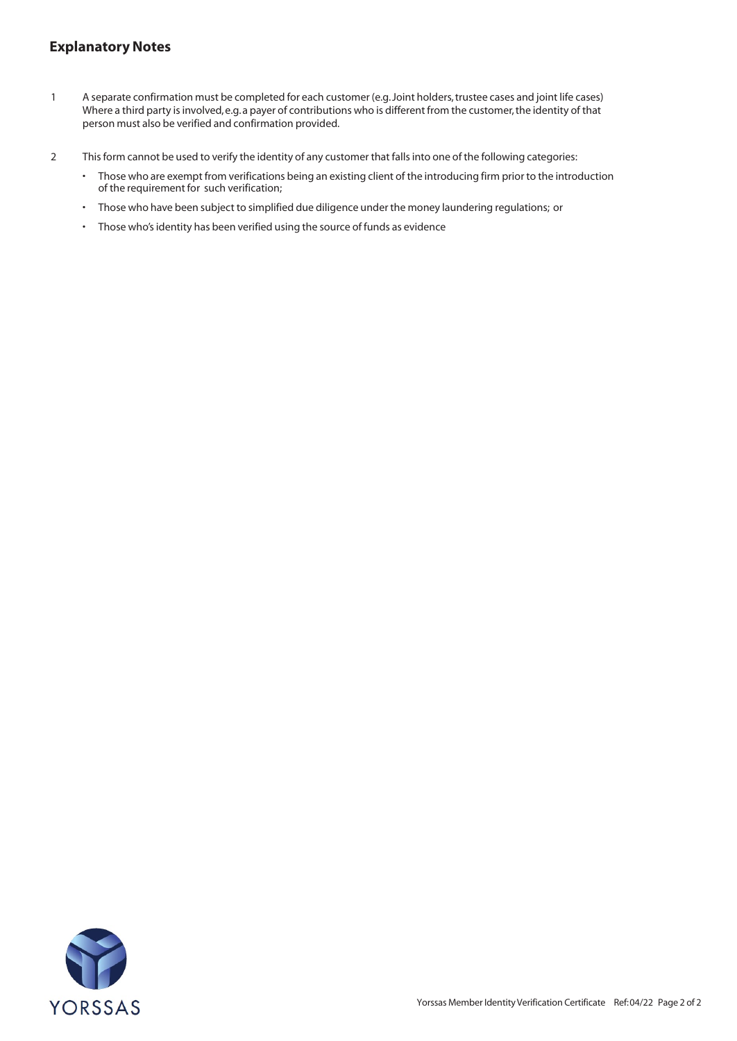## Explanatory Notes

1. A separate confirmation must be completed for each customer (e.g. Joint holders, trustee cases and joint life cases) Where a third party is involved, e.g. a payer of contributions who is different from the customer, the identity of that person must also be verified and confirmation provided.

2. This form cannot be used to verify the identity of any customer that falls into one of the following categories:

   - Those who are exempt from verifications being an existing client of the introducing firm prior to the introduction of the requirement for such verification;
   - Those who have been subject to simplified due diligence under the money laundering regulations; or
   - Those who's identity has been verified using the source of funds as evidence

YORSSAS